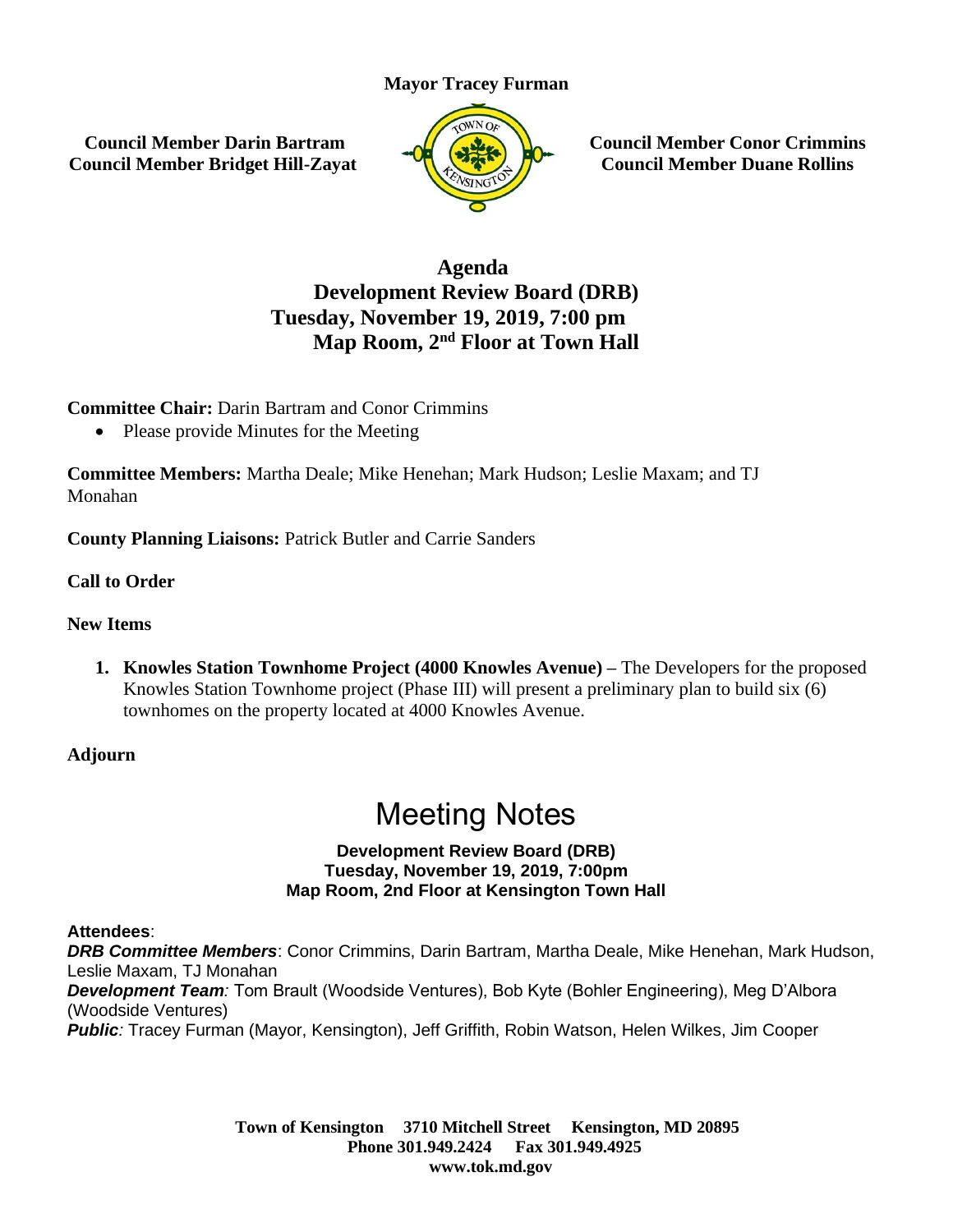**Mayor Tracey Furman**

**Council Member Darin Bartram**
**Council Member Bridget Hill-Zayat**

**Council Member Conor Crimmins**
**Council Member Duane Rollins**

# Agenda
## Development Review Board (DRB)
## Tuesday, November 19, 2019, 7:00 pm
## Map Room, 2nd Floor at Town Hall

**Committee Chair:** Darin Bartram and Conor Crimmins

- Please provide Minutes for the Meeting

**Committee Members:** Martha Deale; Mike Henehan; Mark Hudson; Leslie Maxam; and TJ Monahan

**County Planning Liaisons:** Patrick Butler and Carrie Sanders

**Call to Order**

**New Items**

1. **Knowles Station Townhome Project (4000 Knowles Avenue) –** The Developers for the proposed Knowles Station Townhome project (Phase III) will present a preliminary plan to build six (6) townhomes on the property located at 4000 Knowles Avenue.

**Adjourn**

# Meeting Notes

**Development Review Board (DRB)**
**Tuesday, November 19, 2019, 7:00pm**
**Map Room, 2nd Floor at Kensington Town Hall**

**Attendees**:
***DRB Committee Members***: Conor Crimmins, Darin Bartram, Martha Deale, Mike Henehan, Mark Hudson, Leslie Maxam, TJ Monahan
***Development Team****:* Tom Brault (Woodside Ventures), Bob Kyte (Bohler Engineering), Meg D'Albora (Woodside Ventures)
***Public****:* Tracey Furman (Mayor, Kensington), Jeff Griffith, Robin Watson, Helen Wilkes, Jim Cooper

**Town of Kensington 3710 Mitchell Street Kensington, MD 20895**
**Phone 301.949.2424 Fax 301.949.4925**
**www.tok.md.gov**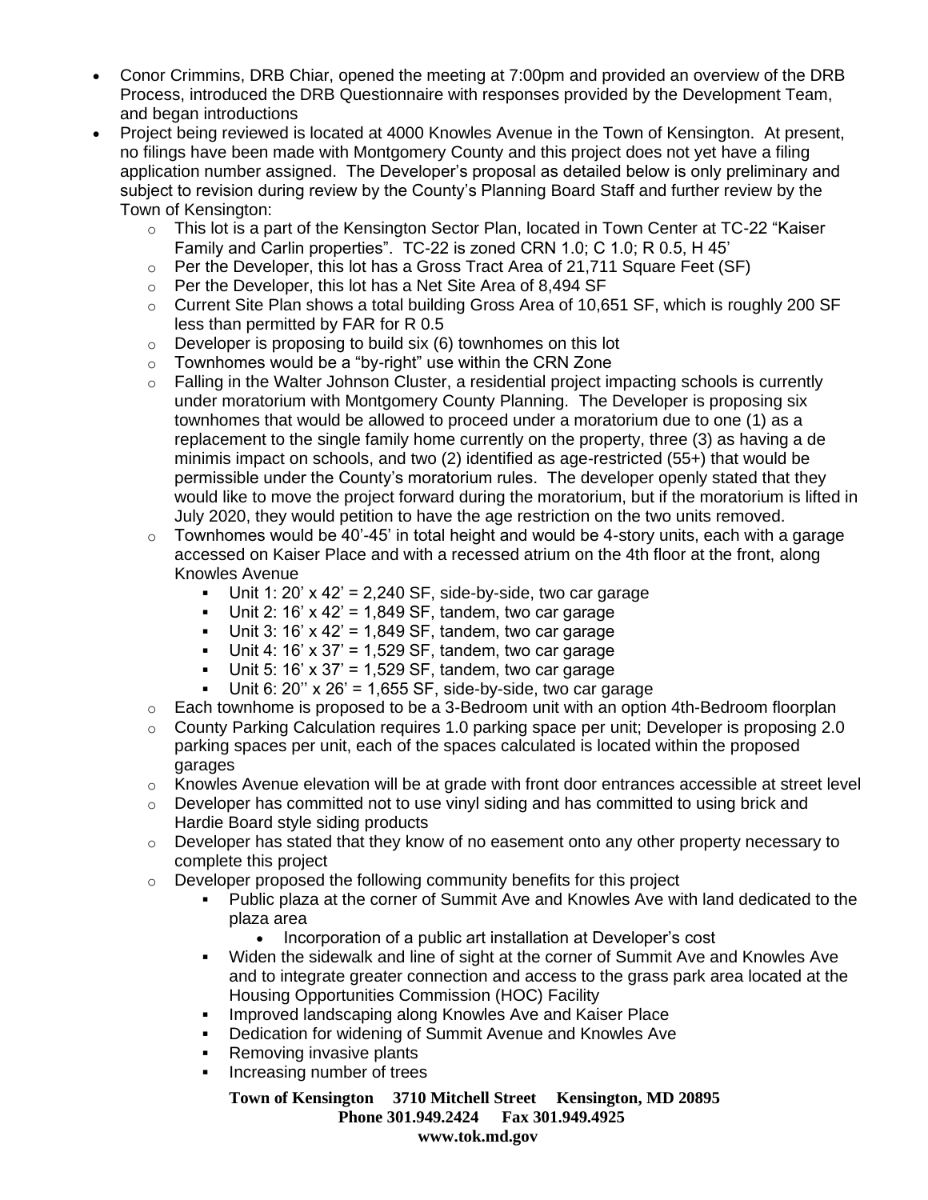- Conor Crimmins, DRB Chiar, opened the meeting at 7:00pm and provided an overview of the DRB Process, introduced the DRB Questionnaire with responses provided by the Development Team, and began introductions
- Project being reviewed is located at 4000 Knowles Avenue in the Town of Kensington. At present, no filings have been made with Montgomery County and this project does not yet have a filing application number assigned. The Developer's proposal as detailed below is only preliminary and subject to revision during review by the County's Planning Board Staff and further review by the Town of Kensington:
  - This lot is a part of the Kensington Sector Plan, located in Town Center at TC-22 "Kaiser Family and Carlin properties". TC-22 is zoned CRN 1.0; C 1.0; R 0.5, H 45'
  - Per the Developer, this lot has a Gross Tract Area of 21,711 Square Feet (SF)
  - Per the Developer, this lot has a Net Site Area of 8,494 SF
  - Current Site Plan shows a total building Gross Area of 10,651 SF, which is roughly 200 SF less than permitted by FAR for R 0.5
  - Developer is proposing to build six (6) townhomes on this lot
  - Townhomes would be a "by-right" use within the CRN Zone
  - Falling in the Walter Johnson Cluster, a residential project impacting schools is currently under moratorium with Montgomery County Planning. The Developer is proposing six townhomes that would be allowed to proceed under a moratorium due to one (1) as a replacement to the single family home currently on the property, three (3) as having a de minimis impact on schools, and two (2) identified as age-restricted (55+) that would be permissible under the County's moratorium rules. The developer openly stated that they would like to move the project forward during the moratorium, but if the moratorium is lifted in July 2020, they would petition to have the age restriction on the two units removed.
  - Townhomes would be 40'-45' in total height and would be 4-story units, each with a garage accessed on Kaiser Place and with a recessed atrium on the 4th floor at the front, along Knowles Avenue
    - Unit 1: 20' x 42' = 2,240 SF, side-by-side, two car garage
    - Unit 2: 16' x 42' = 1,849 SF, tandem, two car garage
    - Unit 3: 16' x 42' = 1,849 SF, tandem, two car garage
    - Unit 4: 16' x 37' = 1,529 SF, tandem, two car garage
    - Unit 5: 16' x 37' = 1,529 SF, tandem, two car garage
    - Unit 6: 20'' x 26' = 1,655 SF, side-by-side, two car garage
  - Each townhome is proposed to be a 3-Bedroom unit with an option 4th-Bedroom floorplan
  - County Parking Calculation requires 1.0 parking space per unit; Developer is proposing 2.0 parking spaces per unit, each of the spaces calculated is located within the proposed garages
  - Knowles Avenue elevation will be at grade with front door entrances accessible at street level
  - Developer has committed not to use vinyl siding and has committed to using brick and Hardie Board style siding products
  - Developer has stated that they know of no easement onto any other property necessary to complete this project
  - Developer proposed the following community benefits for this project
    - Public plaza at the corner of Summit Ave and Knowles Ave with land dedicated to the plaza area
      - Incorporation of a public art installation at Developer's cost
    - Widen the sidewalk and line of sight at the corner of Summit Ave and Knowles Ave and to integrate greater connection and access to the grass park area located at the Housing Opportunities Commission (HOC) Facility
    - Improved landscaping along Knowles Ave and Kaiser Place
    - Dedication for widening of Summit Avenue and Knowles Ave
    - Removing invasive plants
    - Increasing number of trees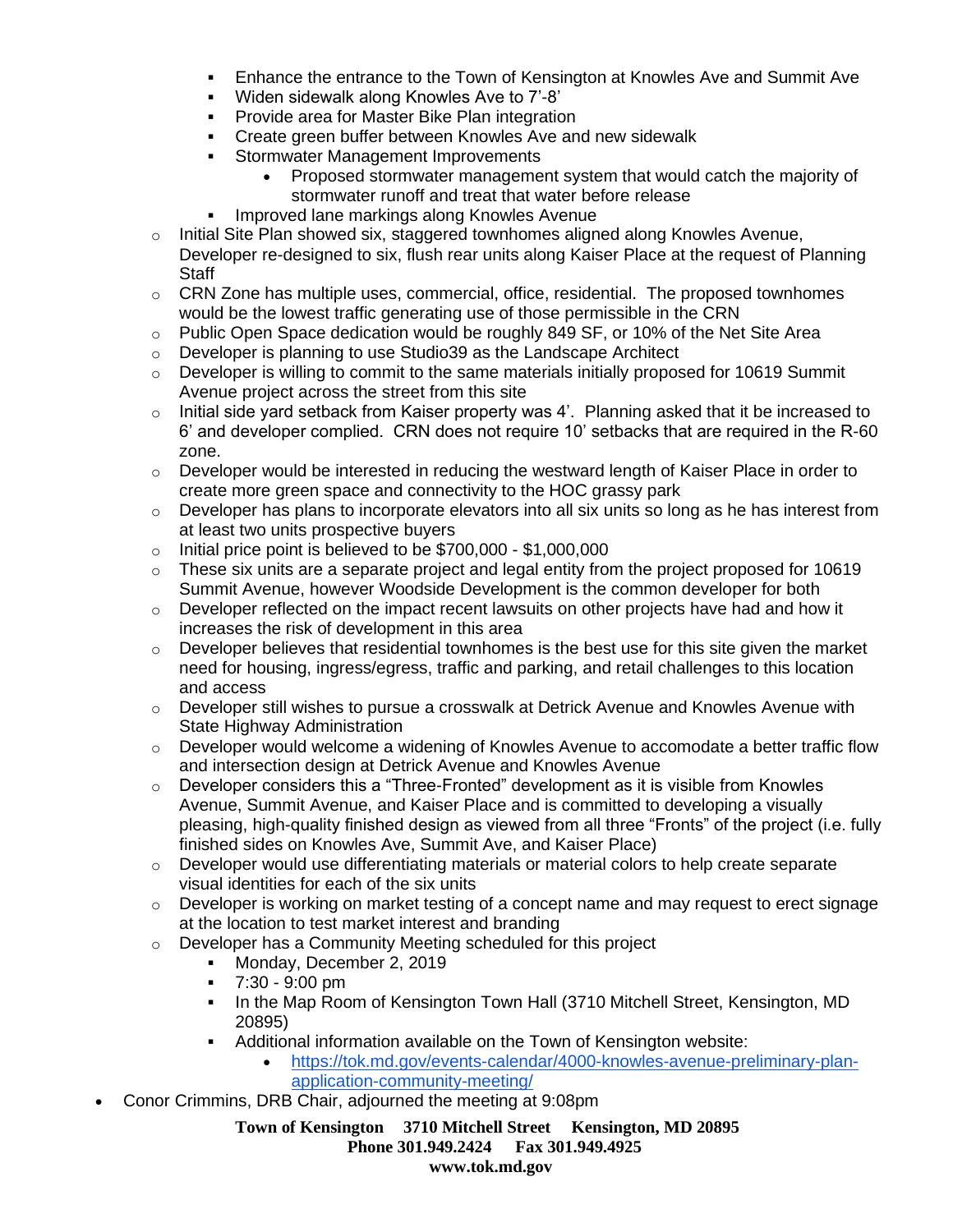- Enhance the entrance to the Town of Kensington at Knowles Ave and Summit Ave
        - Widen sidewalk along Knowles Ave to 7'-8'
        - Provide area for Master Bike Plan integration
        - Create green buffer between Knowles Ave and new sidewalk
        - Stormwater Management Improvements
            - Proposed stormwater management system that would catch the majority of stormwater runoff and treat that water before release
        - Improved lane markings along Knowles Avenue
    - Initial Site Plan showed six, staggered townhomes aligned along Knowles Avenue, Developer re-designed to six, flush rear units along Kaiser Place at the request of Planning Staff
    - CRN Zone has multiple uses, commercial, office, residential. The proposed townhomes would be the lowest traffic generating use of those permissible in the CRN
    - Public Open Space dedication would be roughly 849 SF, or 10% of the Net Site Area
    - Developer is planning to use Studio39 as the Landscape Architect
    - Developer is willing to commit to the same materials initially proposed for 10619 Summit Avenue project across the street from this site
    - Initial side yard setback from Kaiser property was 4'. Planning asked that it be increased to 6' and developer complied. CRN does not require 10' setbacks that are required in the R-60 zone.
    - Developer would be interested in reducing the westward length of Kaiser Place in order to create more green space and connectivity to the HOC grassy park
    - Developer has plans to incorporate elevators into all six units so long as he has interest from at least two units prospective buyers
    - Initial price point is believed to be $700,000 - $1,000,000
    - These six units are a separate project and legal entity from the project proposed for 10619 Summit Avenue, however Woodside Development is the common developer for both
    - Developer reflected on the impact recent lawsuits on other projects have had and how it increases the risk of development in this area
    - Developer believes that residential townhomes is the best use for this site given the market need for housing, ingress/egress, traffic and parking, and retail challenges to this location and access
    - Developer still wishes to pursue a crosswalk at Detrick Avenue and Knowles Avenue with State Highway Administration
    - Developer would welcome a widening of Knowles Avenue to accomodate a better traffic flow and intersection design at Detrick Avenue and Knowles Avenue
    - Developer considers this a "Three-Fronted" development as it is visible from Knowles Avenue, Summit Avenue, and Kaiser Place and is committed to developing a visually pleasing, high-quality finished design as viewed from all three "Fronts" of the project (i.e. fully finished sides on Knowles Ave, Summit Ave, and Kaiser Place)
    - Developer would use differentiating materials or material colors to help create separate visual identities for each of the six units
    - Developer is working on market testing of a concept name and may request to erect signage at the location to test market interest and branding
    - Developer has a Community Meeting scheduled for this project
        - Monday, December 2, 2019
        - 7:30 - 9:00 pm
        - In the Map Room of Kensington Town Hall (3710 Mitchell Street, Kensington, MD 20895)
        - Additional information available on the Town of Kensington website:
            - [https://tok.md.gov/events-calendar/4000-knowles-avenue-preliminary-plan-application-community-meeting/](https://tok.md.gov/events-calendar/4000-knowles-avenue-preliminary-plan-application-community-meeting/)
- Conor Crimmins, DRB Chair, adjourned the meeting at 9:08pm

**Town of Kensington 3710 Mitchell Street Kensington, MD 20895**
**Phone 301.949.2424 Fax 301.949.4925**
**www.tok.md.gov**